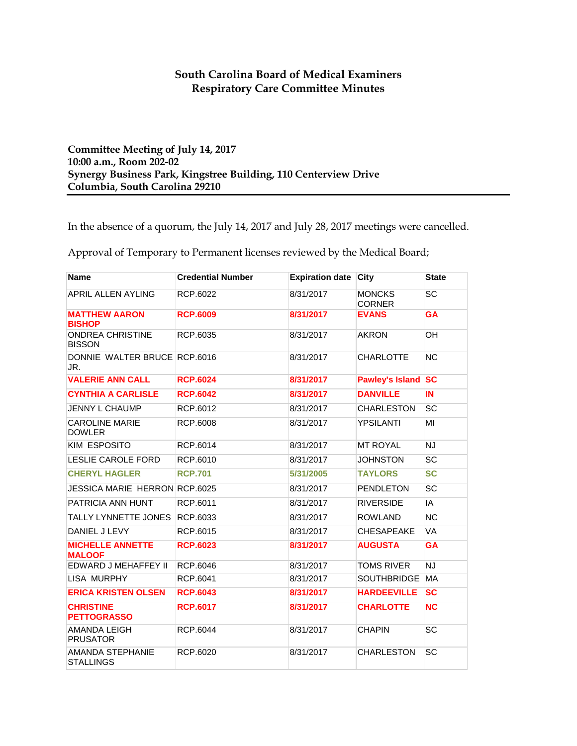# South Carolina Board of Medical Examiners
# Respiratory Care Committee Minutes

**Committee Meeting of July 14, 2017**
**10:00 a.m., Room 202-02**
**Synergy Business Park, Kingstree Building, 110 Centerview Drive**
**Columbia, South Carolina 29210**

---

In the absence of a quorum, the July 14, 2017 and July 28, 2017 meetings were cancelled.

Approval of Temporary to Permanent licenses reviewed by the Medical Board;

| Name | Credential Number | Expiration date | City | State |
|---|---|---|---|---|
| APRIL ALLEN AYLING | RCP.6022 | 8/31/2017 | MONCKS CORNER | SC |
| **MATTHEW AARON BISHOP** | **RCP.6009** | **8/31/2017** | **EVANS** | **GA** |
| ONDREA CHRISTINE BISSON | RCP.6035 | 8/31/2017 | AKRON | OH |
| DONNIE WALTER BRUCE JR. | RCP.6016 | 8/31/2017 | CHARLOTTE | NC |
| **VALERIE ANN CALL** | **RCP.6024** | **8/31/2017** | **Pawley's Island** | **SC** |
| **CYNTHIA A CARLISLE** | **RCP.6042** | **8/31/2017** | **DANVILLE** | **IN** |
| JENNY L CHAUMP | RCP.6012 | 8/31/2017 | CHARLESTON | SC |
| CAROLINE MARIE DOWLER | RCP.6008 | 8/31/2017 | YPSILANTI | MI |
| KIM ESPOSITO | RCP.6014 | 8/31/2017 | MT ROYAL | NJ |
| LESLIE CAROLE FORD | RCP.6010 | 8/31/2017 | JOHNSTON | SC |
| **CHERYL HAGLER** | **RCP.701** | **5/31/2005** | **TAYLORS** | **SC** |
| JESSICA MARIE HERRON | RCP.6025 | 8/31/2017 | PENDLETON | SC |
| PATRICIA ANN HUNT | RCP.6011 | 8/31/2017 | RIVERSIDE | IA |
| TALLY LYNNETTE JONES | RCP.6033 | 8/31/2017 | ROWLAND | NC |
| DANIEL J LEVY | RCP.6015 | 8/31/2017 | CHESAPEAKE | VA |
| **MICHELLE ANNETTE MALOOF** | **RCP.6023** | **8/31/2017** | **AUGUSTA** | **GA** |
| EDWARD J MEHAFFEY II | RCP.6046 | 8/31/2017 | TOMS RIVER | NJ |
| LISA MURPHY | RCP.6041 | 8/31/2017 | SOUTHBRIDGE | MA |
| **ERICA KRISTEN OLSEN** | **RCP.6043** | **8/31/2017** | **HARDEEVILLE** | **SC** |
| **CHRISTINE PETTOGRASSO** | **RCP.6017** | **8/31/2017** | **CHARLOTTE** | **NC** |
| AMANDA LEIGH PRUSATOR | RCP.6044 | 8/31/2017 | CHAPIN | SC |
| AMANDA STEPHANIE STALLINGS | RCP.6020 | 8/31/2017 | CHARLESTON | SC |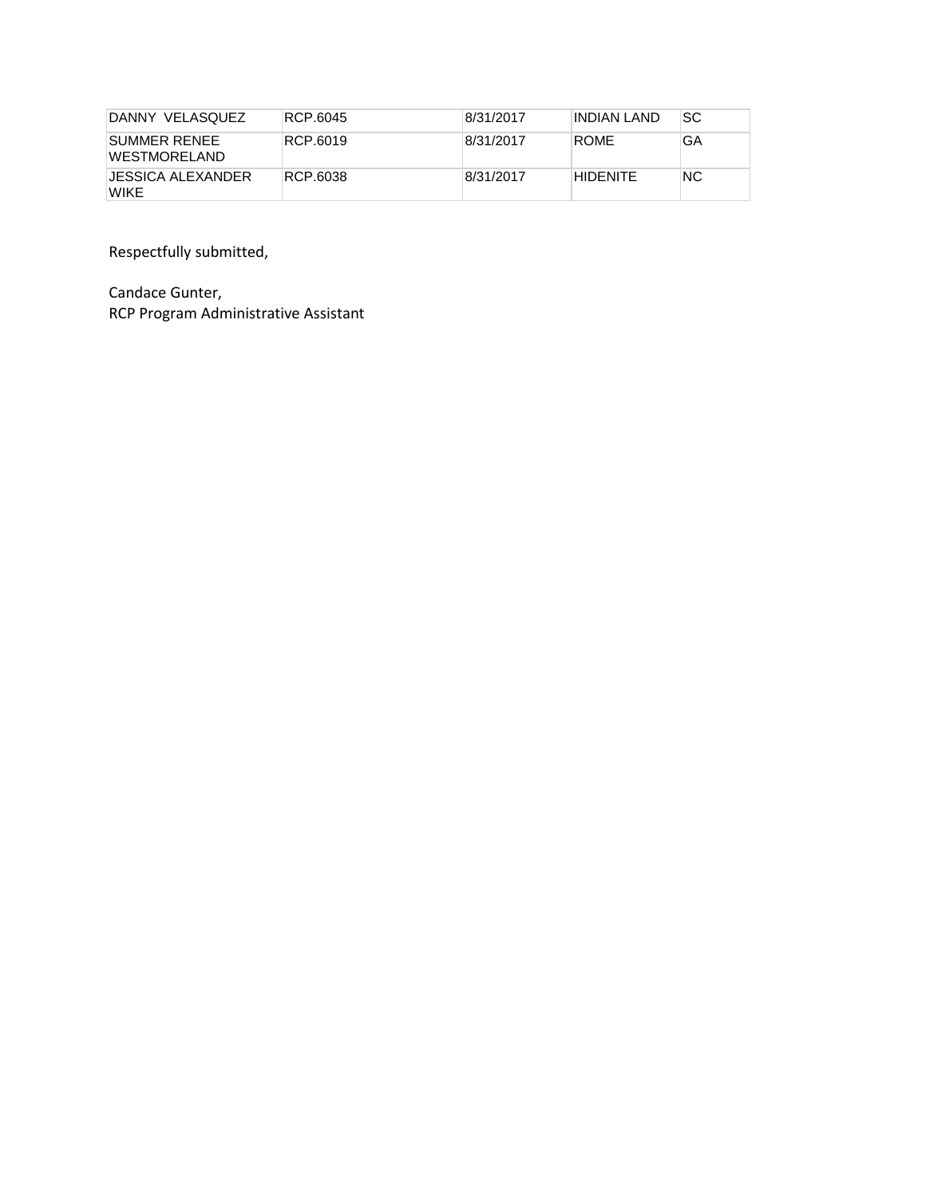| | | | | |
|---|---|---|---|---|
| DANNY VELASQUEZ | RCP.6045 | 8/31/2017 | INDIAN LAND | SC |
| SUMMER RENEE WESTMORELAND | RCP.6019 | 8/31/2017 | ROME | GA |
| JESSICA ALEXANDER WIKE | RCP.6038 | 8/31/2017 | HIDENITE | NC |

Respectfully submitted,

Candace Gunter,
RCP Program Administrative Assistant